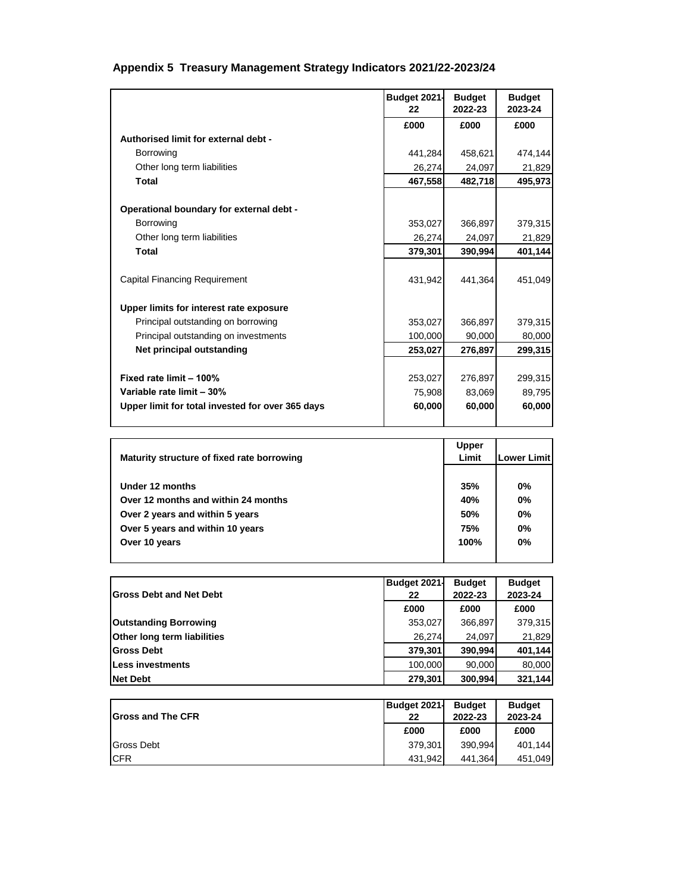## Appendix 5 Treasury Management Strategy Indicators 2021/22-2023/24

| | Budget 2021-22 | Budget 2022-23 | Budget 2023-24 |
|---|---|---|---|
| | £000 | £000 | £000 |
| **Authorised limit for external debt -** | | | |
| Borrowing | 441,284 | 458,621 | 474,144 |
| Other long term liabilities | 26,274 | 24,097 | 21,829 |
| **Total** | **467,558** | **482,718** | **495,973** |
| | | | |
| **Operational boundary for external debt -** | | | |
| Borrowing | 353,027 | 366,897 | 379,315 |
| Other long term liabilities | 26,274 | 24,097 | 21,829 |
| **Total** | **379,301** | **390,994** | **401,144** |
| | | | |
| Capital Financing Requirement | 431,942 | 441,364 | 451,049 |
| | | | |
| **Upper limits for interest rate exposure** | | | |
| Principal outstanding on borrowing | 353,027 | 366,897 | 379,315 |
| Principal outstanding on investments | 100,000 | 90,000 | 80,000 |
| **Net principal outstanding** | **253,027** | **276,897** | **299,315** |
| | | | |
| **Fixed rate limit – 100%** | 253,027 | 276,897 | 299,315 |
| **Variable rate limit – 30%** | 75,908 | 83,069 | 89,795 |
| **Upper limit for total invested for over 365 days** | **60,000** | **60,000** | **60,000** |

| **Maturity structure of fixed rate borrowing** | **Upper Limit** | **Lower Limit** |
|---|---|---|
| **Under 12 months** | **35%** | **0%** |
| **Over 12 months and within 24 months** | **40%** | **0%** |
| **Over 2 years and within 5 years** | **50%** | **0%** |
| **Over 5 years and within 10 years** | **75%** | **0%** |
| **Over 10 years** | **100%** | **0%** |

| **Gross Debt and Net Debt** | Budget 2021-22 | Budget 2022-23 | Budget 2023-24 |
|---|---|---|---|
| | £000 | £000 | £000 |
| **Outstanding Borrowing** | 353,027 | 366,897 | 379,315 |
| **Other long term liabilities** | 26,274 | 24,097 | 21,829 |
| **Gross Debt** | **379,301** | **390,994** | **401,144** |
| **Less investments** | 100,000 | 90,000 | 80,000 |
| **Net Debt** | **279,301** | **300,994** | **321,144** |

| **Gross and The CFR** | Budget 2021-22 | Budget 2022-23 | Budget 2023-24 |
|---|---|---|---|
| | £000 | £000 | £000 |
| Gross Debt | 379,301 | 390,994 | 401,144 |
| CFR | 431,942 | 441,364 | 451,049 |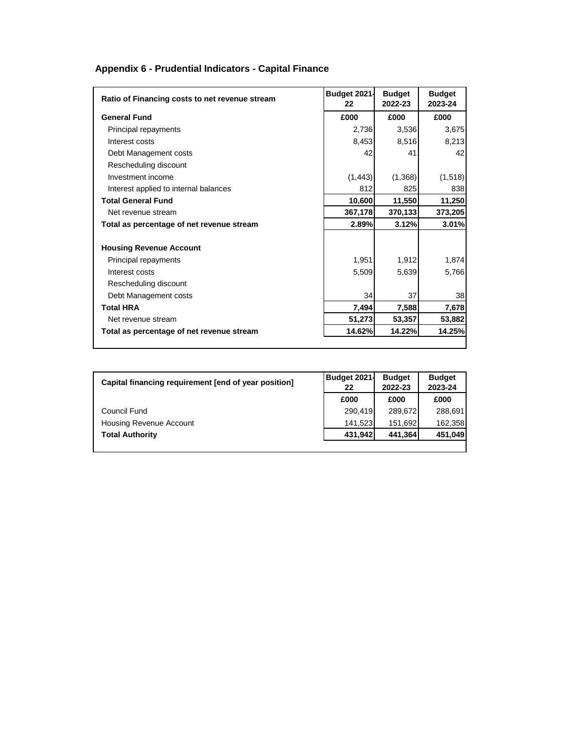## Appendix 6 - Prudential Indicators - Capital Finance

| Ratio of Financing costs to net revenue stream | Budget 2021-22 | Budget 2022-23 | Budget 2023-24 |
|---|---|---|---|
| **General Fund** | **£000** | **£000** | **£000** |
| Principal repayments | 2,736 | 3,536 | 3,675 |
| Interest costs | 8,453 | 8,516 | 8,213 |
| Debt Management costs | 42 | 41 | 42 |
| Rescheduling discount | | | |
| Investment income | (1,443) | (1,368) | (1,518) |
| Interest applied to internal balances | 812 | 825 | 838 |
| **Total General Fund** | **10,600** | **11,550** | **11,250** |
| Net revenue stream | **367,178** | **370,133** | **373,205** |
| **Total as percentage of net revenue stream** | **2.89%** | **3.12%** | **3.01%** |
| | | | |
| **Housing Revenue Account** | | | |
| Principal repayments | 1,951 | 1,912 | 1,874 |
| Interest costs | 5,509 | 5,639 | 5,766 |
| Rescheduling discount | | | |
| Debt Management costs | 34 | 37 | 38 |
| **Total HRA** | **7,494** | **7,588** | **7,678** |
| Net revenue stream | **51,273** | **53,357** | **53,882** |
| **Total as percentage of net revenue stream** | **14.62%** | **14.22%** | **14.25%** |

| Capital financing requirement [end of year position] | Budget 2021-22 | Budget 2022-23 | Budget 2023-24 |
|---|---|---|---|
| | **£000** | **£000** | **£000** |
| Council Fund | 290,419 | 289,672 | 288,691 |
| Housing Revenue Account | 141,523 | 151,692 | 162,358 |
| **Total Authority** | **431,942** | **441,364** | **451,049** |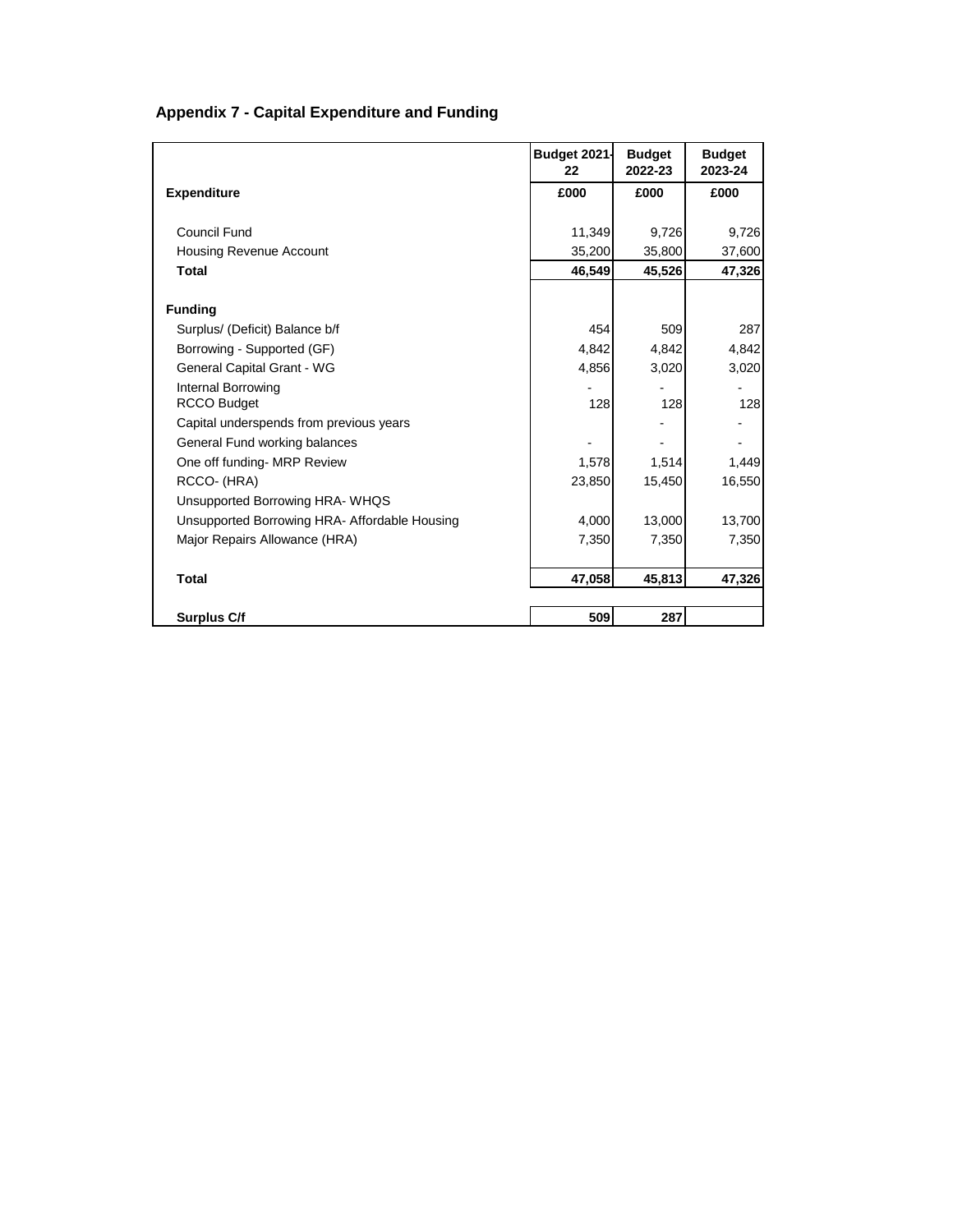## Appendix 7 - Capital Expenditure and Funding

| | Budget 2021-22 | Budget 2022-23 | Budget 2023-24 |
|---|---|---|---|
| **Expenditure** | **£000** | **£000** | **£000** |
| Council Fund | 11,349 | 9,726 | 9,726 |
| Housing Revenue Account | 35,200 | 35,800 | 37,600 |
| **Total** | **46,549** | **45,526** | **47,326** |
| **Funding** | | | |
| Surplus/ (Deficit) Balance b/f | 454 | 509 | 287 |
| Borrowing - Supported (GF) | 4,842 | 4,842 | 4,842 |
| General Capital Grant - WG | 4,856 | 3,020 | 3,020 |
| Internal Borrowing | - | - | - |
| RCCO Budget | 128 | 128 | 128 |
| Capital underspends from previous years | | - | - |
| General Fund working balances | - | - | - |
| One off funding- MRP Review | 1,578 | 1,514 | 1,449 |
| RCCO- (HRA) | 23,850 | 15,450 | 16,550 |
| Unsupported Borrowing HRA- WHQS | | | |
| Unsupported Borrowing HRA- Affordable Housing | 4,000 | 13,000 | 13,700 |
| Major Repairs Allowance (HRA) | 7,350 | 7,350 | 7,350 |
| **Total** | **47,058** | **45,813** | **47,326** |
| **Surplus C/f** | **509** | **287** | |